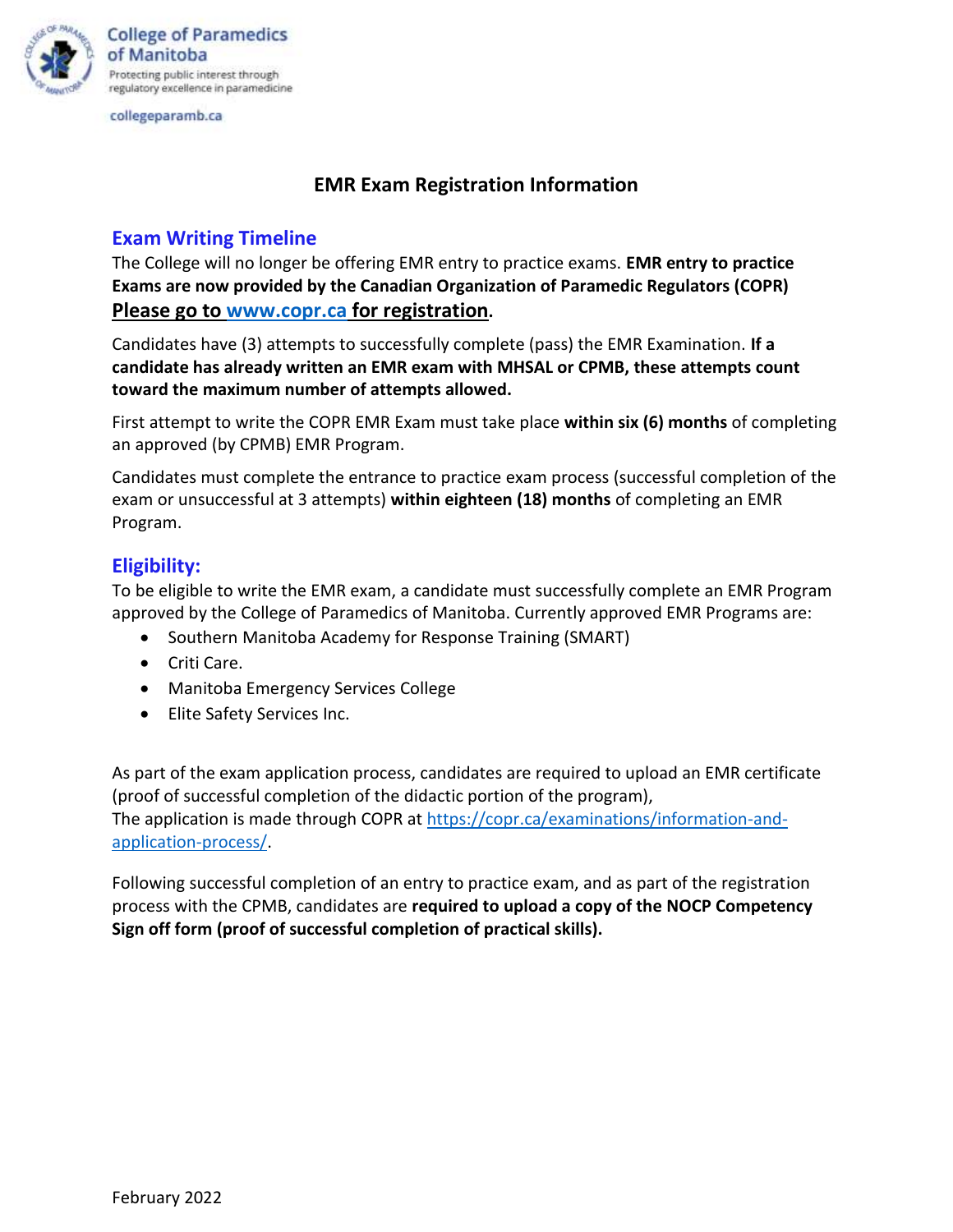College of Paramedics of Manitoba
Protecting public interest through regulatory excellence in paramedicine

collegeparamb.ca

# EMR Exam Registration Information

## Exam Writing Timeline

The College will no longer be offering EMR entry to practice exams. **EMR entry to practice Exams are now provided by the Canadian Organization of Paramedic Regulators (COPR)**
**Please go to [www.copr.ca](www.copr.ca) for registration.**

Candidates have (3) attempts to successfully complete (pass) the EMR Examination. **If a candidate has already written an EMR exam with MHSAL or CPMB, these attempts count toward the maximum number of attempts allowed.**

First attempt to write the COPR EMR Exam must take place **within six (6) months** of completing an approved (by CPMB) EMR Program.

Candidates must complete the entrance to practice exam process (successful completion of the exam or unsuccessful at 3 attempts) **within eighteen (18) months** of completing an EMR Program.

## Eligibility:

To be eligible to write the EMR exam, a candidate must successfully complete an EMR Program approved by the College of Paramedics of Manitoba. Currently approved EMR Programs are:

- Southern Manitoba Academy for Response Training (SMART)
- Criti Care.
- Manitoba Emergency Services College
- Elite Safety Services Inc.

As part of the exam application process, candidates are required to upload an EMR certificate (proof of successful completion of the didactic portion of the program),
The application is made through COPR at [https://copr.ca/examinations/information-and-application-process/](https://copr.ca/examinations/information-and-application-process/).

Following successful completion of an entry to practice exam, and as part of the registration process with the CPMB, candidates are **required to upload a copy of the NOCP Competency Sign off form (proof of successful completion of practical skills).**

February 2022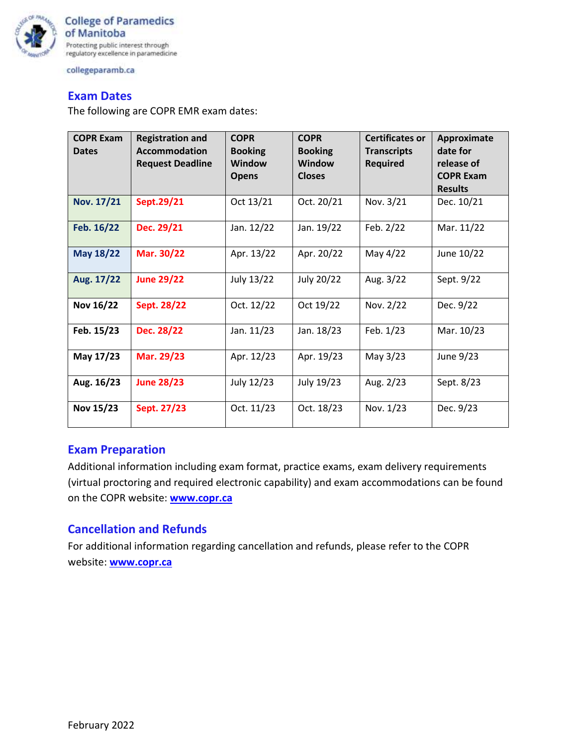College of Paramedics of Manitoba

Protecting public interest through regulatory excellence in paramedicine

collegeparamb.ca

## Exam Dates

The following are COPR EMR exam dates:

| COPR Exam Dates | Registration and Accommodation Request Deadline | COPR Booking Window Opens | COPR Booking Window Closes | Certificates or Transcripts Required | Approximate date for release of COPR Exam Results |
|---|---|---|---|---|---|
| **Nov. 17/21** | **Sept.29/21** | Oct 13/21 | Oct. 20/21 | Nov. 3/21 | Dec. 10/21 |
| **Feb. 16/22** | **Dec. 29/21** | Jan. 12/22 | Jan. 19/22 | Feb. 2/22 | Mar. 11/22 |
| **May 18/22** | **Mar. 30/22** | Apr. 13/22 | Apr. 20/22 | May 4/22 | June 10/22 |
| **Aug. 17/22** | **June 29/22** | July 13/22 | July 20/22 | Aug. 3/22 | Sept. 9/22 |
| **Nov 16/22** | **Sept. 28/22** | Oct. 12/22 | Oct 19/22 | Nov. 2/22 | Dec. 9/22 |
| **Feb. 15/23** | **Dec. 28/22** | Jan. 11/23 | Jan. 18/23 | Feb. 1/23 | Mar. 10/23 |
| **May 17/23** | **Mar. 29/23** | Apr. 12/23 | Apr. 19/23 | May 3/23 | June 9/23 |
| **Aug. 16/23** | **June 28/23** | July 12/23 | July 19/23 | Aug. 2/23 | Sept. 8/23 |
| **Nov 15/23** | **Sept. 27/23** | Oct. 11/23 | Oct. 18/23 | Nov. 1/23 | Dec. 9/23 |

## Exam Preparation

Additional information including exam format, practice exams, exam delivery requirements (virtual proctoring and required electronic capability) and exam accommodations can be found on the COPR website: **www.copr.ca**

## Cancellation and Refunds

For additional information regarding cancellation and refunds, please refer to the COPR website: **www.copr.ca**

February 2022